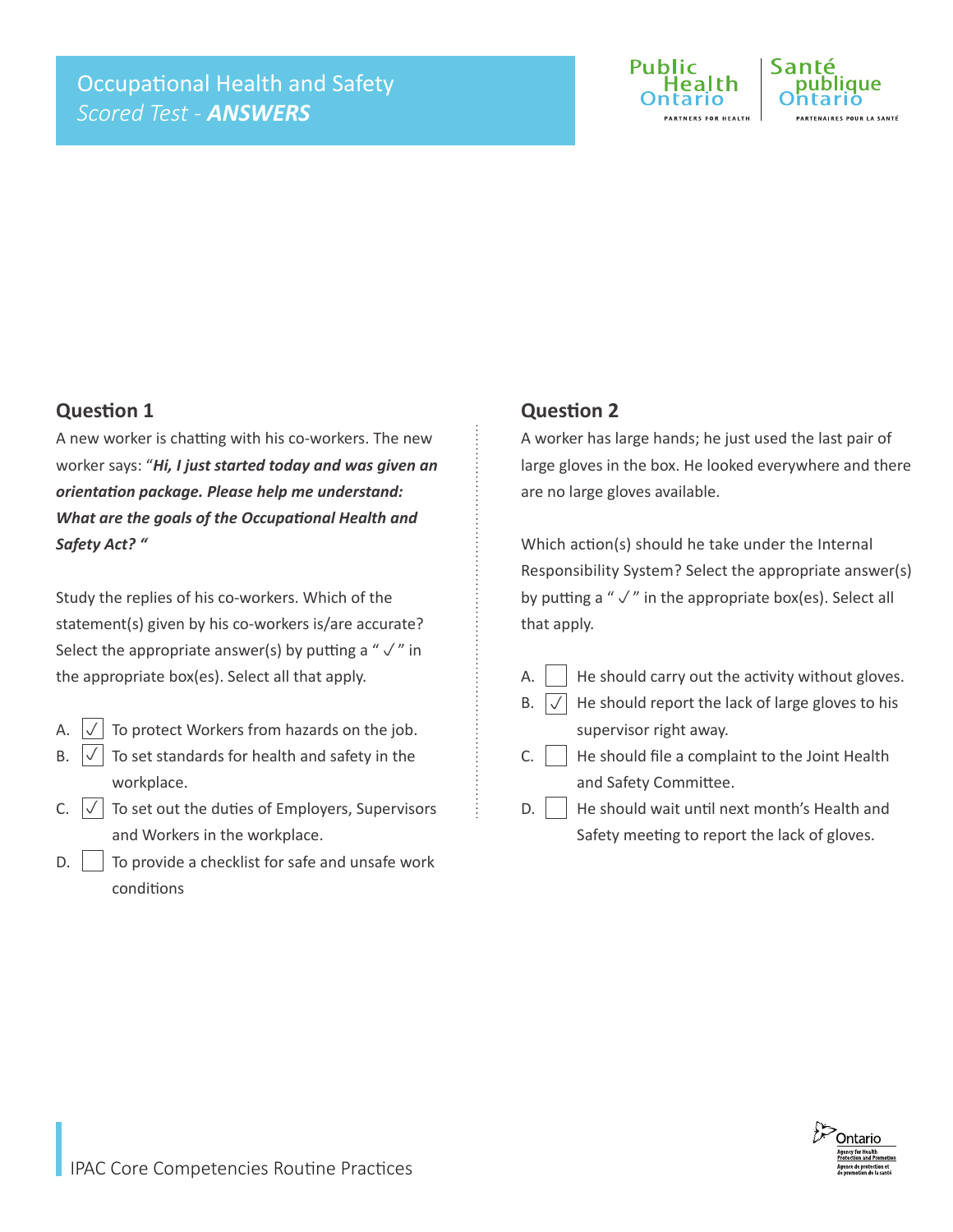# Occupational Health and Safety

*Scored Test - **ANSWERS***

## Question 1

A new worker is chatting with his co-workers. The new worker says: "***Hi, I just started today and was given an orientation package. Please help me understand: What are the goals of the Occupational Health and Safety Act?*** "

Study the replies of his co-workers. Which of the statement(s) given by his co-workers is/are accurate? Select the appropriate answer(s) by putting a " ✓ " in the appropriate box(es). Select all that apply.

- A. ☑ To protect Workers from hazards on the job.
- B. ☑ To set standards for health and safety in the workplace.
- C. ☑ To set out the duties of Employers, Supervisors and Workers in the workplace.
- D. ☐ To provide a checklist for safe and unsafe work conditions

## Question 2

A worker has large hands; he just used the last pair of large gloves in the box. He looked everywhere and there are no large gloves available.

Which action(s) should he take under the Internal Responsibility System? Select the appropriate answer(s) by putting a " ✓ " in the appropriate box(es). Select all that apply.

- A. ☐ He should carry out the activity without gloves.
- B. ☑ He should report the lack of large gloves to his supervisor right away.
- C. ☐ He should file a complaint to the Joint Health and Safety Committee.
- D. ☐ He should wait until next month's Health and Safety meeting to report the lack of gloves.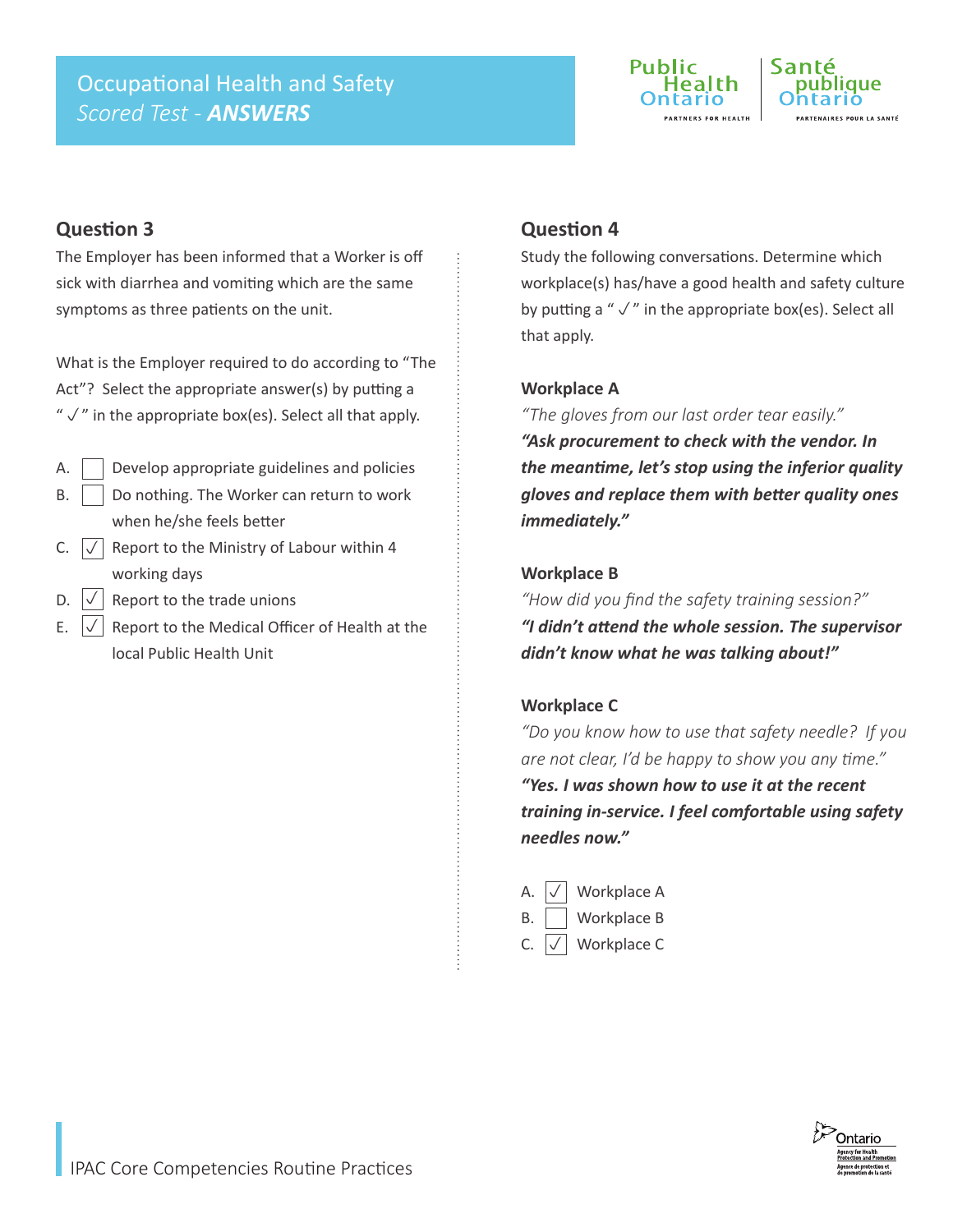# Occupational Health and Safety

*Scored Test - **ANSWERS***

## Question 3

The Employer has been informed that a Worker is off sick with diarrhea and vomiting which are the same symptoms as three patients on the unit.

What is the Employer required to do according to "The Act"? Select the appropriate answer(s) by putting a " ✓ " in the appropriate box(es). Select all that apply.

- A. ☐ Develop appropriate guidelines and policies
- B. ☐ Do nothing. The Worker can return to work when he/she feels better
- C. ☑ Report to the Ministry of Labour within 4 working days
- D. ☑ Report to the trade unions
- E. ☑ Report to the Medical Officer of Health at the local Public Health Unit

## Question 4

Study the following conversations. Determine which workplace(s) has/have a good health and safety culture by putting a " ✓ " in the appropriate box(es). Select all that apply.

**Workplace A**

*"The gloves from our last order tear easily."*

***"Ask procurement to check with the vendor. In the meantime, let's stop using the inferior quality gloves and replace them with better quality ones immediately."***

**Workplace B**

*"How did you find the safety training session?"*

***"I didn't attend the whole session. The supervisor didn't know what he was talking about!"***

**Workplace C**

*"Do you know how to use that safety needle? If you are not clear, I'd be happy to show you any time."*

***"Yes. I was shown how to use it at the recent training in-service. I feel comfortable using safety needles now."***

- A. ☑ Workplace A
- B. ☐ Workplace B
- C. ☑ Workplace C

IPAC Core Competencies Routine Practices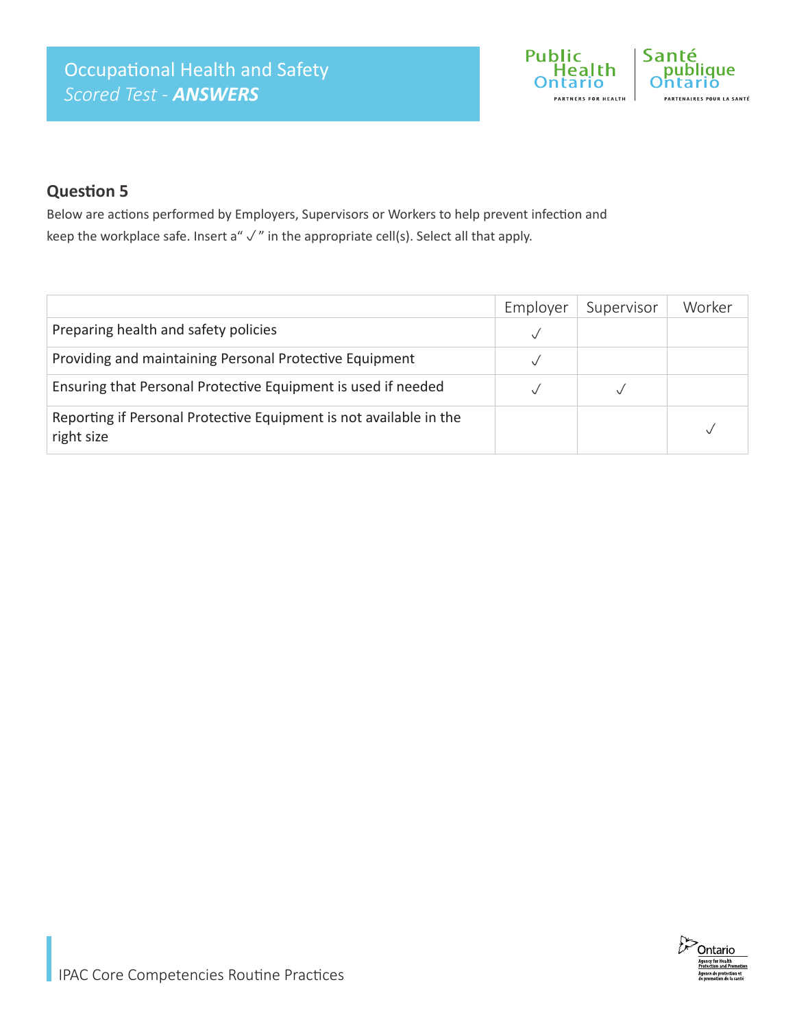## Question 5

Below are actions performed by Employers, Supervisors or Workers to help prevent infection and keep the workplace safe. Insert a" ✓ " in the appropriate cell(s). Select all that apply.

| | Employer | Supervisor | Worker |
|---|---|---|---|
| Preparing health and safety policies | ✓ | | |
| Providing and maintaining Personal Protective Equipment | ✓ | | |
| Ensuring that Personal Protective Equipment is used if needed | ✓ | ✓ | |
| Reporting if Personal Protective Equipment is not available in the right size | | | ✓ |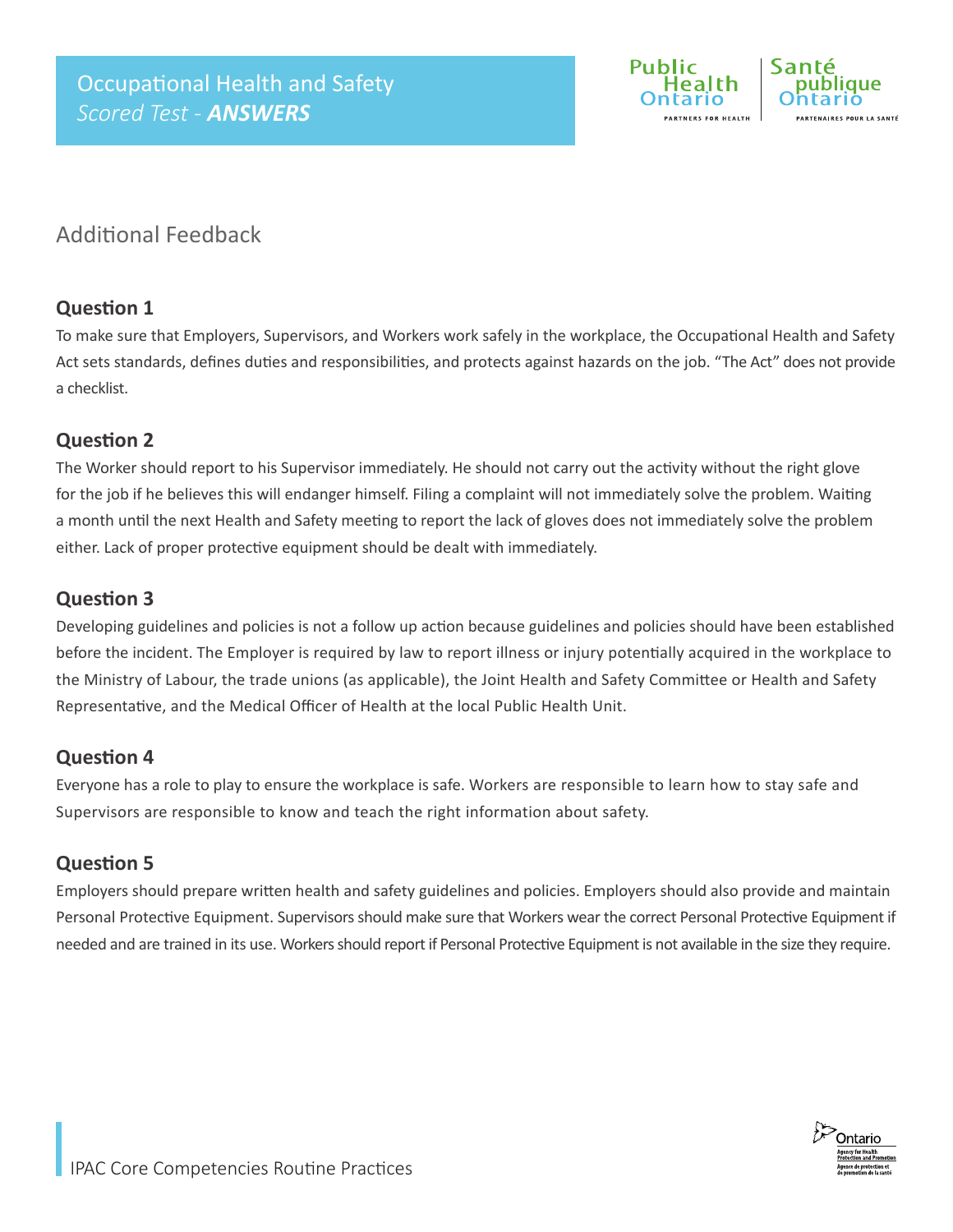Occupational Health and Safety
*Scored Test - **ANSWERS***

## Additional Feedback

### Question 1

To make sure that Employers, Supervisors, and Workers work safely in the workplace, the Occupational Health and Safety Act sets standards, defines duties and responsibilities, and protects against hazards on the job. “The Act” does not provide a checklist.

### Question 2

The Worker should report to his Supervisor immediately. He should not carry out the activity without the right glove for the job if he believes this will endanger himself. Filing a complaint will not immediately solve the problem. Waiting a month until the next Health and Safety meeting to report the lack of gloves does not immediately solve the problem either. Lack of proper protective equipment should be dealt with immediately.

### Question 3

Developing guidelines and policies is not a follow up action because guidelines and policies should have been established before the incident. The Employer is required by law to report illness or injury potentially acquired in the workplace to the Ministry of Labour, the trade unions (as applicable), the Joint Health and Safety Committee or Health and Safety Representative, and the Medical Officer of Health at the local Public Health Unit.

### Question 4

Everyone has a role to play to ensure the workplace is safe. Workers are responsible to learn how to stay safe and Supervisors are responsible to know and teach the right information about safety.

### Question 5

Employers should prepare written health and safety guidelines and policies. Employers should also provide and maintain Personal Protective Equipment. Supervisors should make sure that Workers wear the correct Personal Protective Equipment if needed and are trained in its use. Workers should report if Personal Protective Equipment is not available in the size they require.